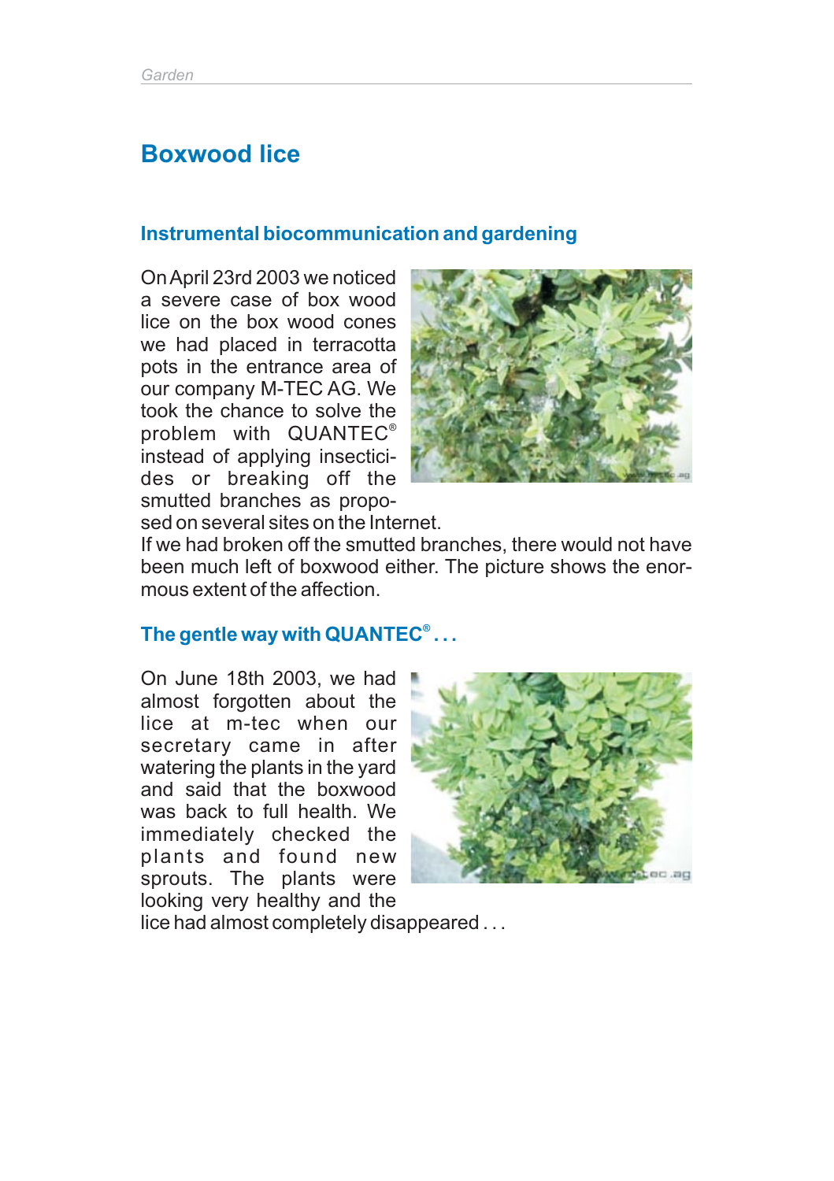# Boxwood lice

## Instrumental biocommunication and gardening

On April 23rd 2003 we noticed a severe case of box wood lice on the box wood cones we had placed in terracotta pots in the entrance area of our company M-TEC AG. We took the chance to solve the problem with QUANTEC® instead of applying insecticides or breaking off the smutted branches as proposed on several sites on the Internet.

If we had broken off the smutted branches, there would not have been much left of boxwood either. The picture shows the enormous extent of the affection.

## The gentle way with QUANTEC® . . .

On June 18th 2003, we had almost forgotten about the lice at m-tec when our secretary came in after watering the plants in the yard and said that the boxwood was back to full health. We immediately checked the plants and found new sprouts. The plants were looking very healthy and the lice had almost completely disappeared . . .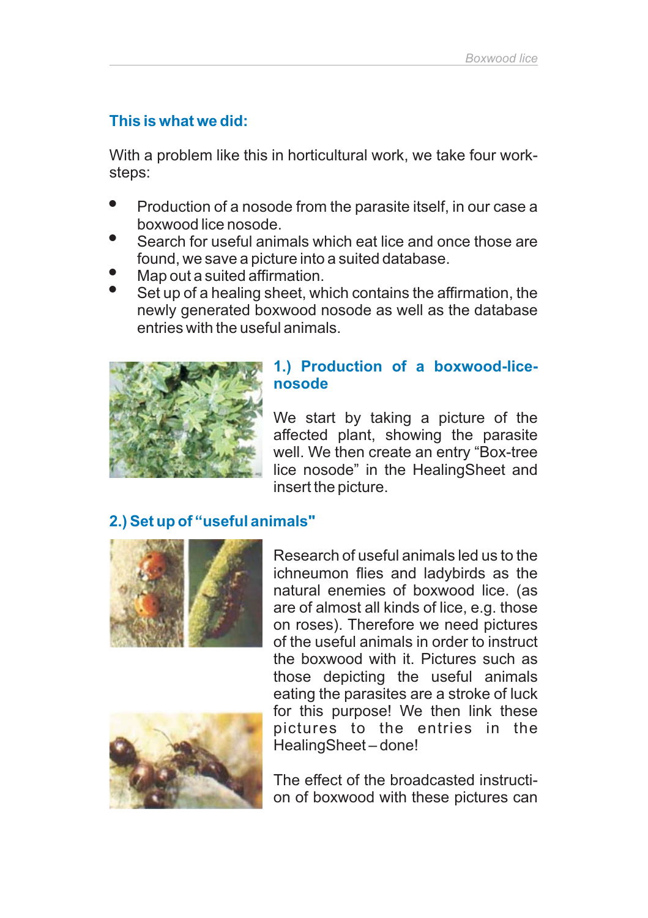### This is what we did:

With a problem like this in horticultural work, we take four work-steps:

- Production of a nosode from the parasite itself, in our case a boxwood lice nosode.
- Search for useful animals which eat lice and once those are found, we save a picture into a suited database.
- Map out a suited affirmation.
- Set up of a healing sheet, which contains the affirmation, the newly generated boxwood nosode as well as the database entries with the useful animals.

### 1.) Production of a boxwood-lice-nosode

We start by taking a picture of the affected plant, showing the parasite well. We then create an entry "Box-tree lice nosode" in the HealingSheet and insert the picture.

### 2.) Set up of "useful animals"

Research of useful animals led us to the ichneumon flies and ladybirds as the natural enemies of boxwood lice. (as are of almost all kinds of lice, e.g. those on roses). Therefore we need pictures of the useful animals in order to instruct the boxwood with it. Pictures such as those depicting the useful animals eating the parasites are a stroke of luck for this purpose! We then link these pictures to the entries in the HealingSheet – done!

The effect of the broadcasted instruction of boxwood with these pictures can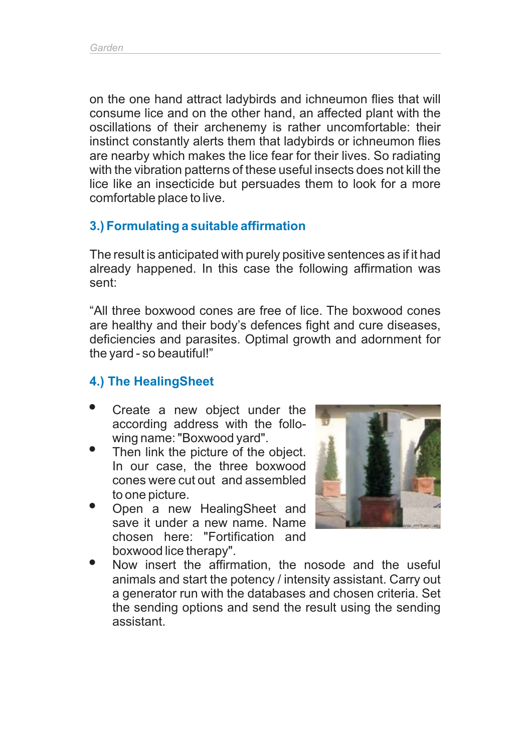on the one hand attract ladybirds and ichneumon flies that will consume lice and on the other hand, an affected plant with the oscillations of their archenemy is rather uncomfortable: their instinct constantly alerts them that ladybirds or ichneumon flies are nearby which makes the lice fear for their lives. So radiating with the vibration patterns of these useful insects does not kill the lice like an insecticide but persuades them to look for a more comfortable place to live.

### 3.) Formulating a suitable affirmation

The result is anticipated with purely positive sentences as if it had already happened. In this case the following affirmation was sent:

“All three boxwood cones are free of lice. The boxwood cones are healthy and their body’s defences fight and cure diseases, deficiencies and parasites. Optimal growth and adornment for the yard - so beautiful!”

### 4.) The HealingSheet

- Create a new object under the according address with the following name: "Boxwood yard".
- Then link the picture of the object. In our case, the three boxwood cones were cut out and assembled to one picture.
- Open a new HealingSheet and save it under a new name. Name chosen here: "Fortification and boxwood lice therapy".
- Now insert the affirmation, the nosode and the useful animals and start the potency / intensity assistant. Carry out a generator run with the databases and chosen criteria. Set the sending options and send the result using the sending assistant.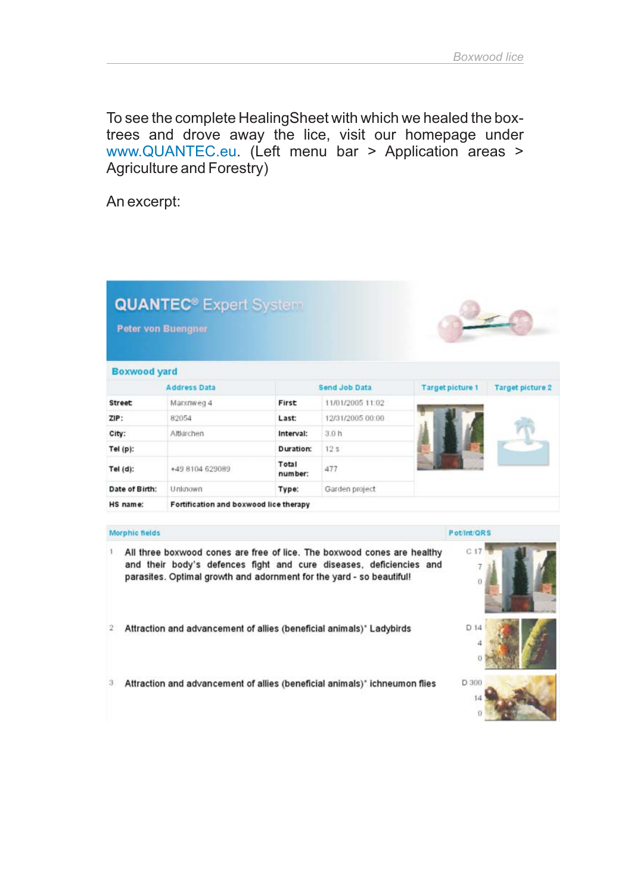To see the complete HealingSheet with which we healed the box-trees and drove away the lice, visit our homepage under www.QUANTEC.eu. (Left menu bar > Application areas > Agriculture and Forestry)

An excerpt:

**QUANTEC® Expert System**

**Peter von Buengner**

**Boxwood yard**

| Address Data | | Send Job Data | | Target picture 1 | Target picture 2 |
|---|---|---|---|---|---|
| **Street:** | Marxnweg 4 | **First:** | 11/01/2005 11:02 | | |
| **ZIP:** | 82054 | **Last:** | 12/31/2005 00:00 | | |
| **City:** | Altkirchen | **Interval:** | 3.0 h | | |
| **Tel (p):** | | **Duration:** | 12 s | | |
| **Tel (d):** | +49 8104 629089 | **Total number:** | 477 | | |
| **Date of Birth:** | Unknown | **Type:** | Garden project | | |
| **HS name:** | **Fortification and boxwood lice therapy** | | | | |

| | Morphic fields | Pot/Int/QRS |
|---|---|---|
| 1 | All three boxwood cones are free of lice. The boxwood cones are healthy and their body's defences fight and cure diseases, deficiencies and parasites. Optimal growth and adornment for the yard - so beautiful! | C 17 / 7 / 0 |
| 2 | Attraction and advancement of allies (beneficial animals)* Ladybirds | D 14 / 4 / 0 |
| 3 | Attraction and advancement of allies (beneficial animals)* ichneumon flies | D 300 / 14 / 0 |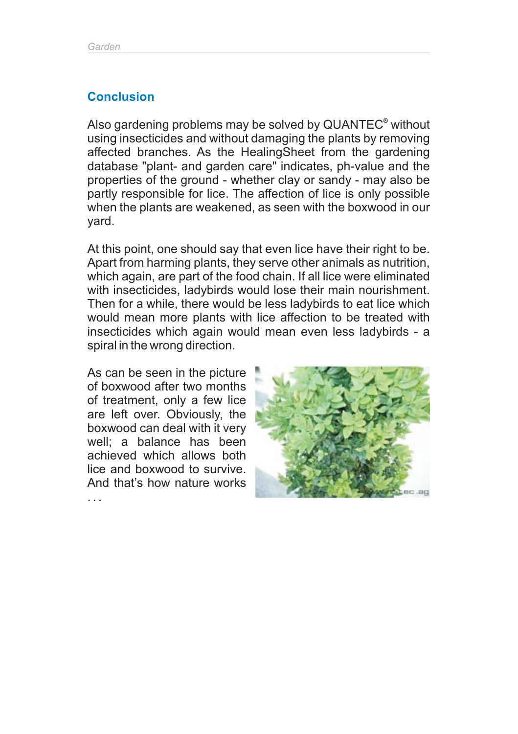## Conclusion

Also gardening problems may be solved by QUANTEC® without using insecticides and without damaging the plants by removing affected branches. As the HealingSheet from the gardening database "plant- and garden care" indicates, ph-value and the properties of the ground - whether clay or sandy - may also be partly responsible for lice. The affection of lice is only possible when the plants are weakened, as seen with the boxwood in our yard.

At this point, one should say that even lice have their right to be. Apart from harming plants, they serve other animals as nutrition, which again, are part of the food chain. If all lice were eliminated with insecticides, ladybirds would lose their main nourishment. Then for a while, there would be less ladybirds to eat lice which would mean more plants with lice affection to be treated with insecticides which again would mean even less ladybirds - a spiral in the wrong direction.

As can be seen in the picture of boxwood after two months of treatment, only a few lice are left over. Obviously, the boxwood can deal with it very well; a balance has been achieved which allows both lice and boxwood to survive. And that's how nature works . . .